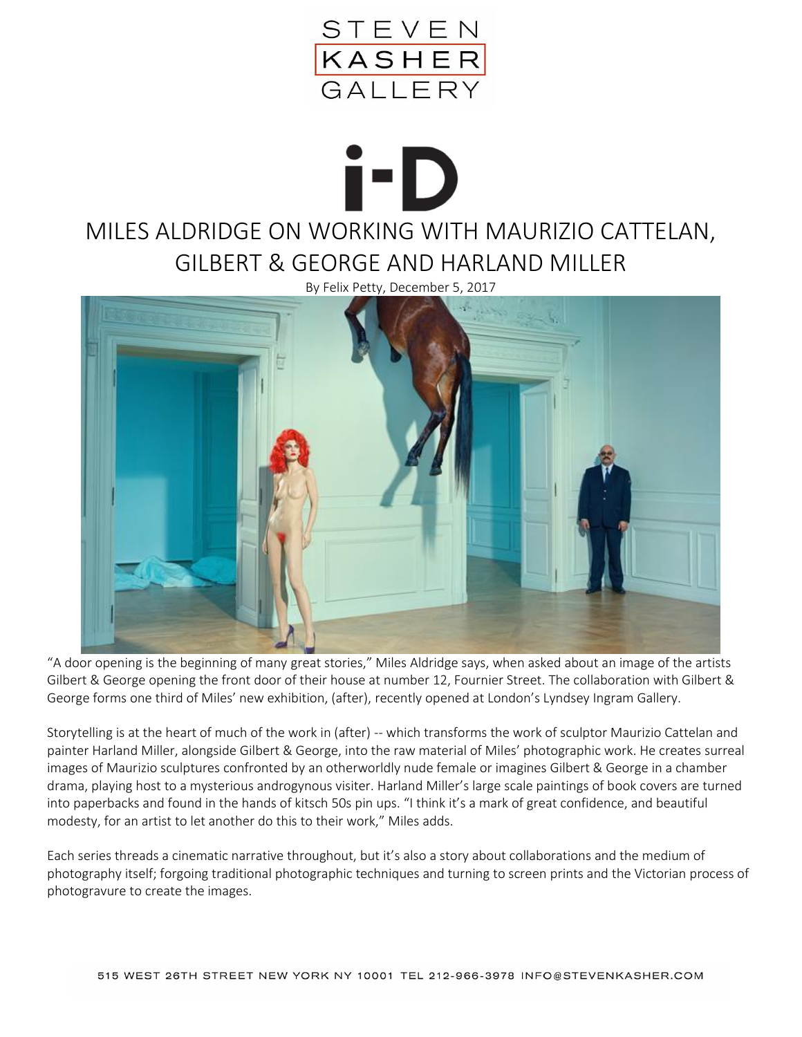STEVEN KASHER GALLERY

i-D

# MILES ALDRIDGE ON WORKING WITH MAURIZIO CATTELAN, GILBERT & GEORGE AND HARLAND MILLER

By Felix Petty, December 5, 2017

"A door opening is the beginning of many great stories," Miles Aldridge says, when asked about an image of the artists Gilbert & George opening the front door of their house at number 12, Fournier Street. The collaboration with Gilbert & George forms one third of Miles' new exhibition, (after), recently opened at London's Lyndsey Ingram Gallery.

Storytelling is at the heart of much of the work in (after) -- which transforms the work of sculptor Maurizio Cattelan and painter Harland Miller, alongside Gilbert & George, into the raw material of Miles' photographic work. He creates surreal images of Maurizio sculptures confronted by an otherworldly nude female or imagines Gilbert & George in a chamber drama, playing host to a mysterious androgynous visiter. Harland Miller's large scale paintings of book covers are turned into paperbacks and found in the hands of kitsch 50s pin ups. "I think it's a mark of great confidence, and beautiful modesty, for an artist to let another do this to their work," Miles adds.

Each series threads a cinematic narrative throughout, but it's also a story about collaborations and the medium of photography itself; forgoing traditional photographic techniques and turning to screen prints and the Victorian process of photogravure to create the images.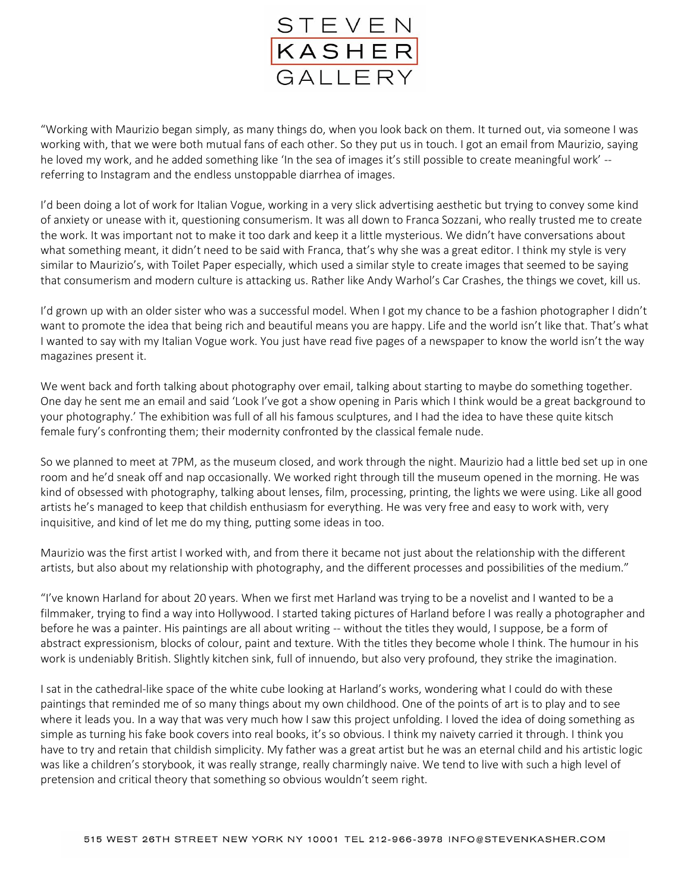"Working with Maurizio began simply, as many things do, when you look back on them. It turned out, via someone I was working with, that we were both mutual fans of each other. So they put us in touch. I got an email from Maurizio, saying he loved my work, and he added something like 'In the sea of images it's still possible to create meaningful work' -- referring to Instagram and the endless unstoppable diarrhea of images.

I'd been doing a lot of work for Italian Vogue, working in a very slick advertising aesthetic but trying to convey some kind of anxiety or unease with it, questioning consumerism. It was all down to Franca Sozzani, who really trusted me to create the work. It was important not to make it too dark and keep it a little mysterious. We didn't have conversations about what something meant, it didn't need to be said with Franca, that's why she was a great editor. I think my style is very similar to Maurizio's, with Toilet Paper especially, which used a similar style to create images that seemed to be saying that consumerism and modern culture is attacking us. Rather like Andy Warhol's Car Crashes, the things we covet, kill us.

I'd grown up with an older sister who was a successful model. When I got my chance to be a fashion photographer I didn't want to promote the idea that being rich and beautiful means you are happy. Life and the world isn't like that. That's what I wanted to say with my Italian Vogue work. You just have read five pages of a newspaper to know the world isn't the way magazines present it.

We went back and forth talking about photography over email, talking about starting to maybe do something together. One day he sent me an email and said 'Look I've got a show opening in Paris which I think would be a great background to your photography.' The exhibition was full of all his famous sculptures, and I had the idea to have these quite kitsch female fury's confronting them; their modernity confronted by the classical female nude.

So we planned to meet at 7PM, as the museum closed, and work through the night. Maurizio had a little bed set up in one room and he'd sneak off and nap occasionally. We worked right through till the museum opened in the morning. He was kind of obsessed with photography, talking about lenses, film, processing, printing, the lights we were using. Like all good artists he's managed to keep that childish enthusiasm for everything. He was very free and easy to work with, very inquisitive, and kind of let me do my thing, putting some ideas in too.

Maurizio was the first artist I worked with, and from there it became not just about the relationship with the different artists, but also about my relationship with photography, and the different processes and possibilities of the medium."

"I've known Harland for about 20 years. When we first met Harland was trying to be a novelist and I wanted to be a filmmaker, trying to find a way into Hollywood. I started taking pictures of Harland before I was really a photographer and before he was a painter. His paintings are all about writing -- without the titles they would, I suppose, be a form of abstract expressionism, blocks of colour, paint and texture. With the titles they become whole I think. The humour in his work is undeniably British. Slightly kitchen sink, full of innuendo, but also very profound, they strike the imagination.

I sat in the cathedral-like space of the white cube looking at Harland's works, wondering what I could do with these paintings that reminded me of so many things about my own childhood. One of the points of art is to play and to see where it leads you. In a way that was very much how I saw this project unfolding. I loved the idea of doing something as simple as turning his fake book covers into real books, it's so obvious. I think my naivety carried it through. I think you have to try and retain that childish simplicity. My father was a great artist but he was an eternal child and his artistic logic was like a children's storybook, it was really strange, really charmingly naive. We tend to live with such a high level of pretension and critical theory that something so obvious wouldn't seem right.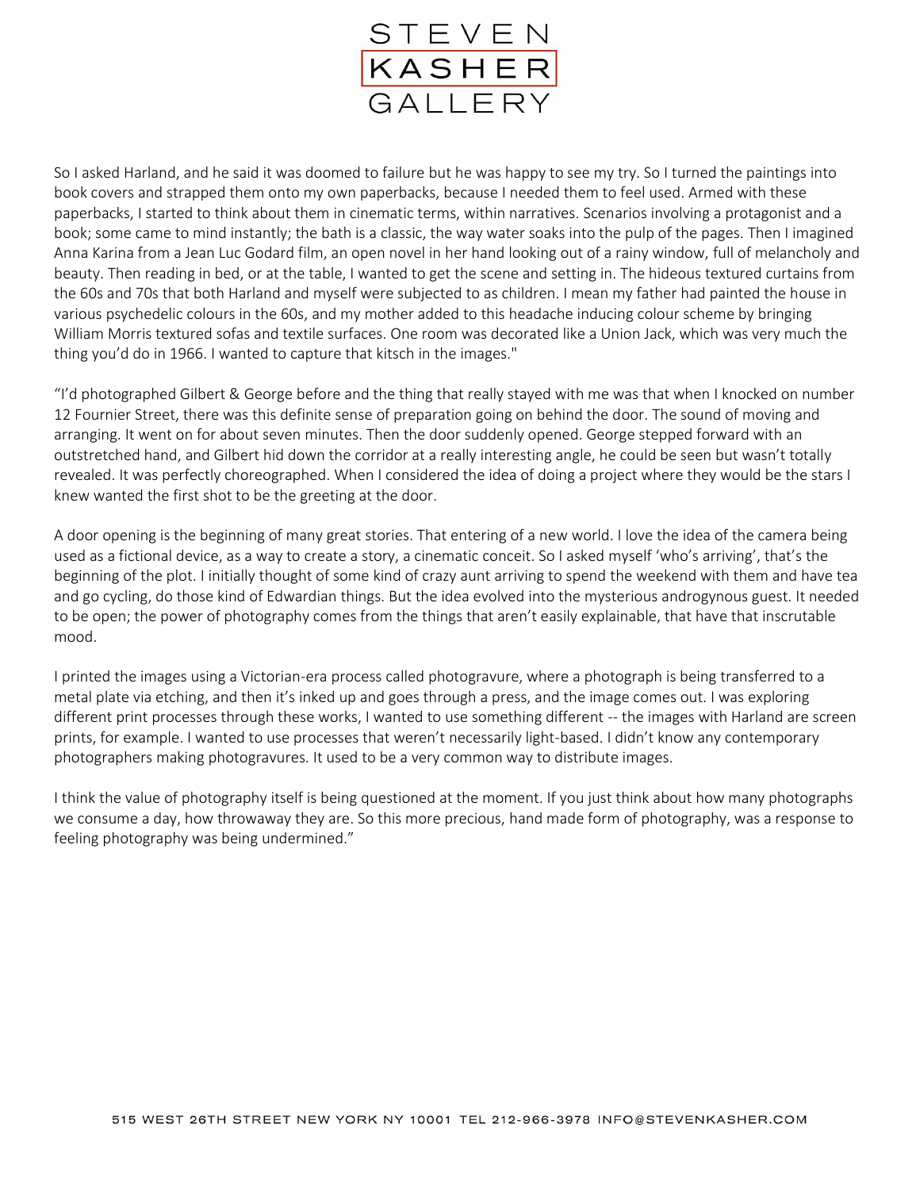So I asked Harland, and he said it was doomed to failure but he was happy to see my try. So I turned the paintings into book covers and strapped them onto my own paperbacks, because I needed them to feel used. Armed with these paperbacks, I started to think about them in cinematic terms, within narratives. Scenarios involving a protagonist and a book; some came to mind instantly; the bath is a classic, the way water soaks into the pulp of the pages. Then I imagined Anna Karina from a Jean Luc Godard film, an open novel in her hand looking out of a rainy window, full of melancholy and beauty. Then reading in bed, or at the table, I wanted to get the scene and setting in. The hideous textured curtains from the 60s and 70s that both Harland and myself were subjected to as children. I mean my father had painted the house in various psychedelic colours in the 60s, and my mother added to this headache inducing colour scheme by bringing William Morris textured sofas and textile surfaces. One room was decorated like a Union Jack, which was very much the thing you'd do in 1966. I wanted to capture that kitsch in the images."

"I'd photographed Gilbert & George before and the thing that really stayed with me was that when I knocked on number 12 Fournier Street, there was this definite sense of preparation going on behind the door. The sound of moving and arranging. It went on for about seven minutes. Then the door suddenly opened. George stepped forward with an outstretched hand, and Gilbert hid down the corridor at a really interesting angle, he could be seen but wasn't totally revealed. It was perfectly choreographed. When I considered the idea of doing a project where they would be the stars I knew wanted the first shot to be the greeting at the door.

A door opening is the beginning of many great stories. That entering of a new world. I love the idea of the camera being used as a fictional device, as a way to create a story, a cinematic conceit. So I asked myself 'who's arriving', that's the beginning of the plot. I initially thought of some kind of crazy aunt arriving to spend the weekend with them and have tea and go cycling, do those kind of Edwardian things. But the idea evolved into the mysterious androgynous guest. It needed to be open; the power of photography comes from the things that aren't easily explainable, that have that inscrutable mood.

I printed the images using a Victorian-era process called photogravure, where a photograph is being transferred to a metal plate via etching, and then it's inked up and goes through a press, and the image comes out. I was exploring different print processes through these works, I wanted to use something different -- the images with Harland are screen prints, for example. I wanted to use processes that weren't necessarily light-based. I didn't know any contemporary photographers making photogravures. It used to be a very common way to distribute images.

I think the value of photography itself is being questioned at the moment. If you just think about how many photographs we consume a day, how throwaway they are. So this more precious, hand made form of photography, was a response to feeling photography was being undermined."